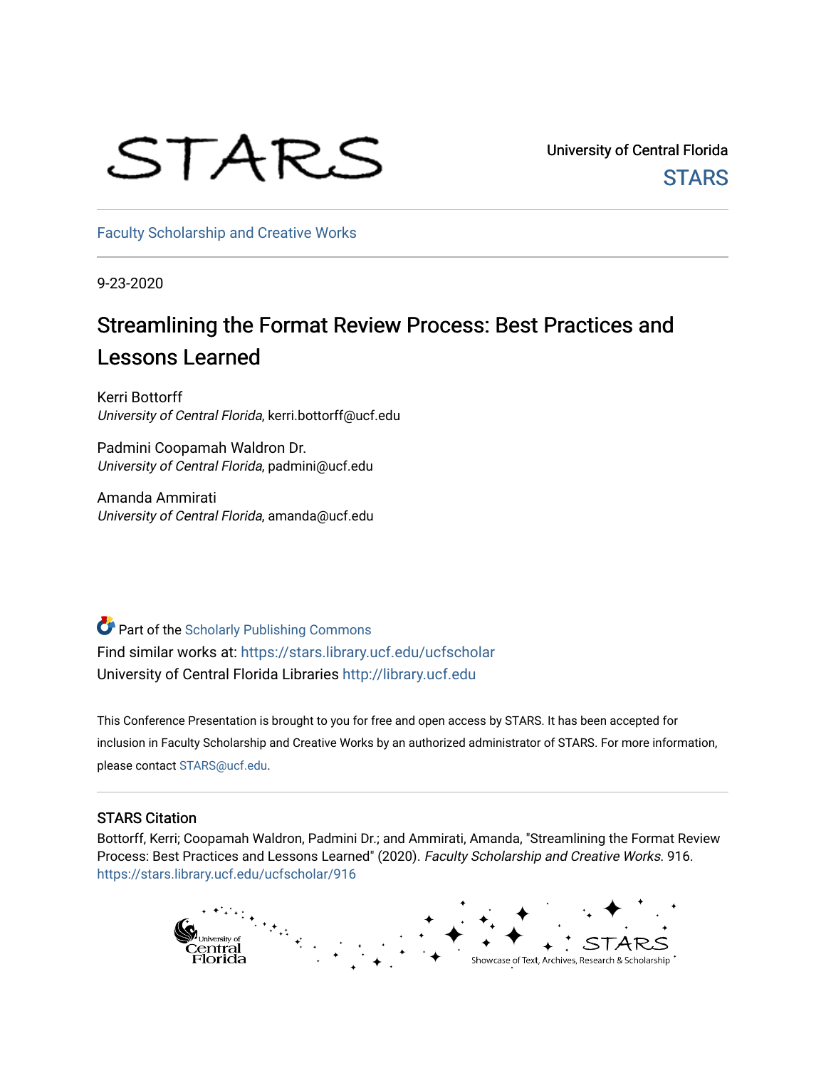STARS

University of Central Florida

STARS

Faculty Scholarship and Creative Works

9-23-2020

# Streamlining the Format Review Process: Best Practices and Lessons Learned

Kerri Bottorff
*University of Central Florida*, kerri.bottorff@ucf.edu

Padmini Coopamah Waldron Dr.
*University of Central Florida*, padmini@ucf.edu

Amanda Ammirati
*University of Central Florida*, amanda@ucf.edu

Part of the Scholarly Publishing Commons
Find similar works at: https://stars.library.ucf.edu/ucfscholar
University of Central Florida Libraries http://library.ucf.edu

This Conference Presentation is brought to you for free and open access by STARS. It has been accepted for inclusion in Faculty Scholarship and Creative Works by an authorized administrator of STARS. For more information, please contact STARS@ucf.edu.

## STARS Citation

Bottorff, Kerri; Coopamah Waldron, Padmini Dr.; and Ammirati, Amanda, "Streamlining the Format Review Process: Best Practices and Lessons Learned" (2020). *Faculty Scholarship and Creative Works*. 916.
https://stars.library.ucf.edu/ucfscholar/916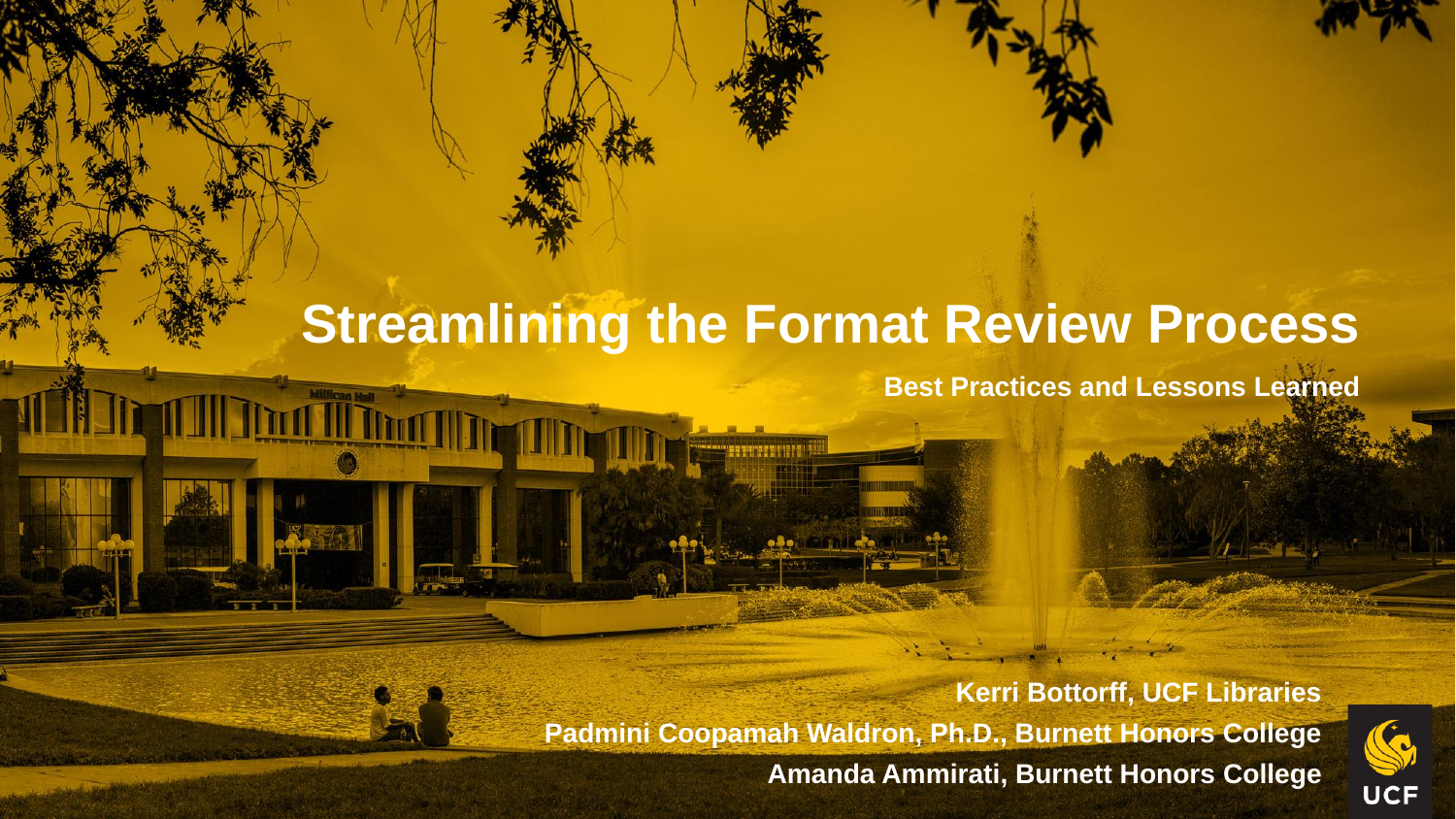# Streamlining the Format Review Process

**Best Practices and Lessons Learned**

**Kerri Bottorff, UCF Libraries**

**Padmini Coopamah Waldron, Ph.D., Burnett Honors College**

**Amanda Ammirati, Burnett Honors College**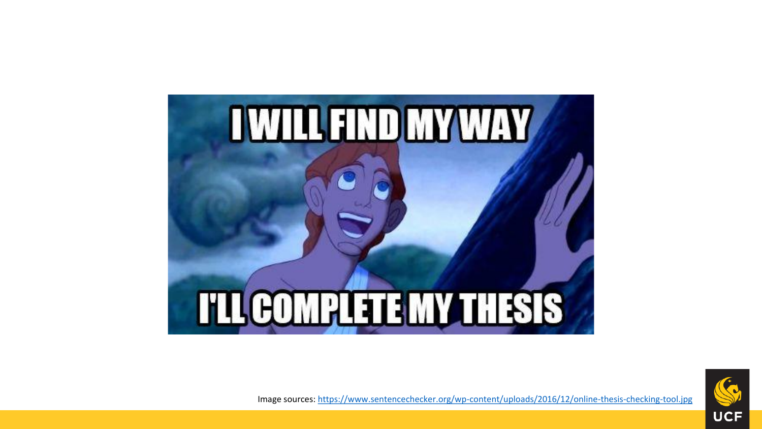I WILL FIND MY WAY

I'LL COMPLETE MY THESIS

Image sources: https://www.sentencechecker.org/wp-content/uploads/2016/12/online-thesis-checking-tool.jpg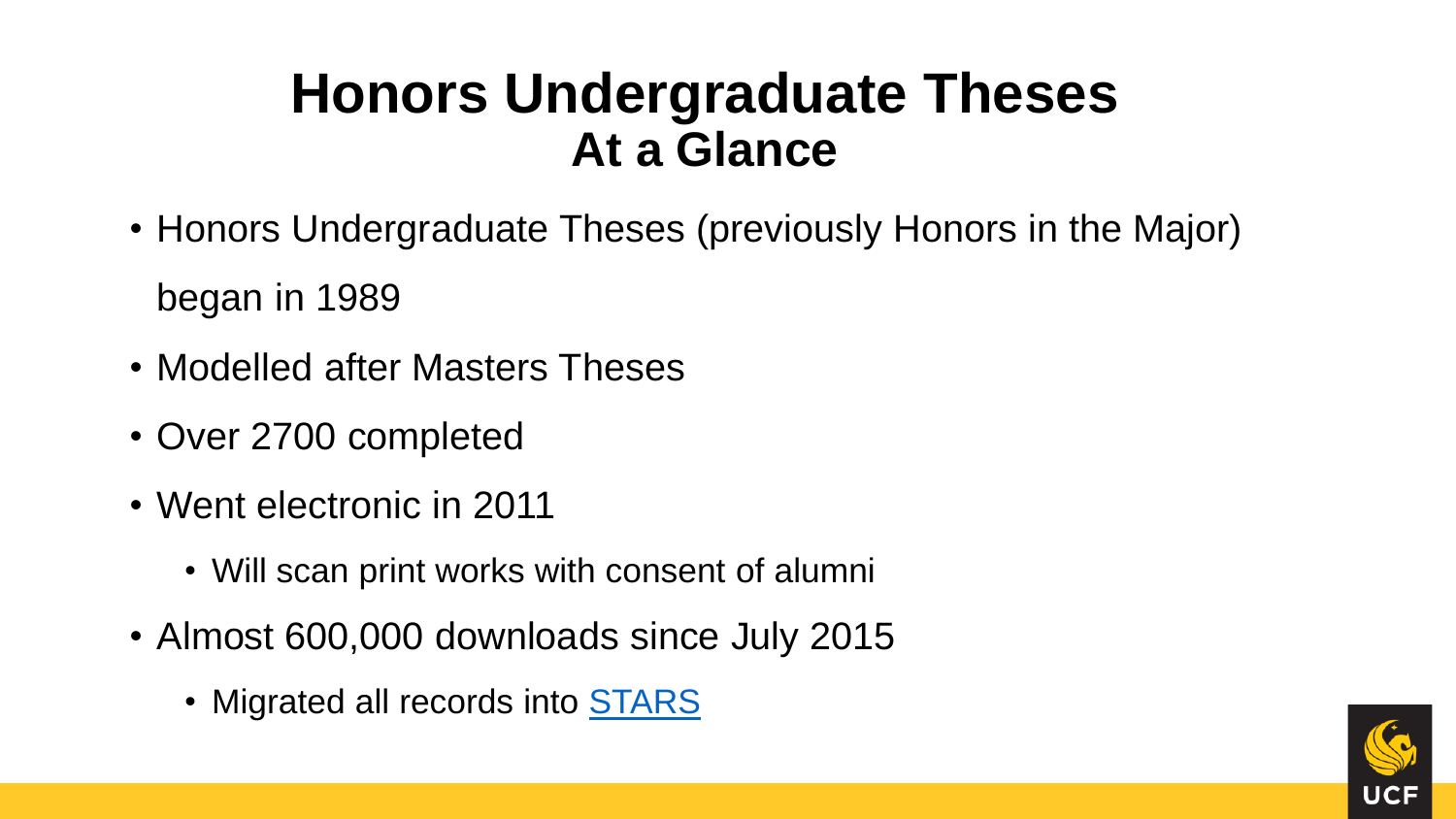# Honors Undergraduate Theses
## At a Glance

- Honors Undergraduate Theses (previously Honors in the Major) began in 1989
- Modelled after Masters Theses
- Over 2700 completed
- Went electronic in 2011
  - Will scan print works with consent of alumni
- Almost 600,000 downloads since July 2015
  - Migrated all records into [STARS]()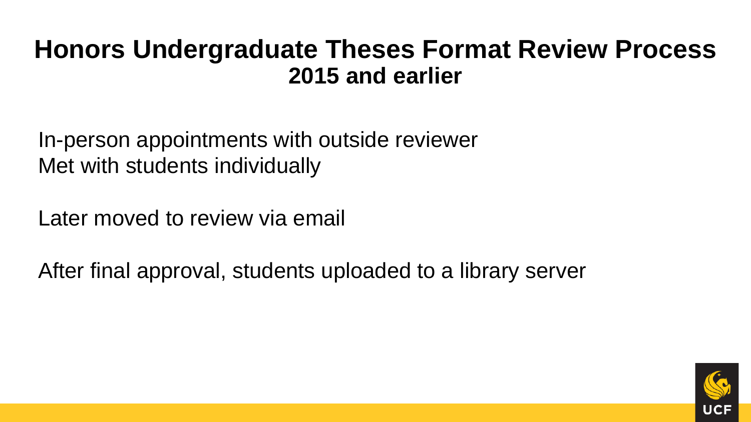# Honors Undergraduate Theses Format Review Process
## 2015 and earlier

In-person appointments with outside reviewer
Met with students individually

Later moved to review via email

After final approval, students uploaded to a library server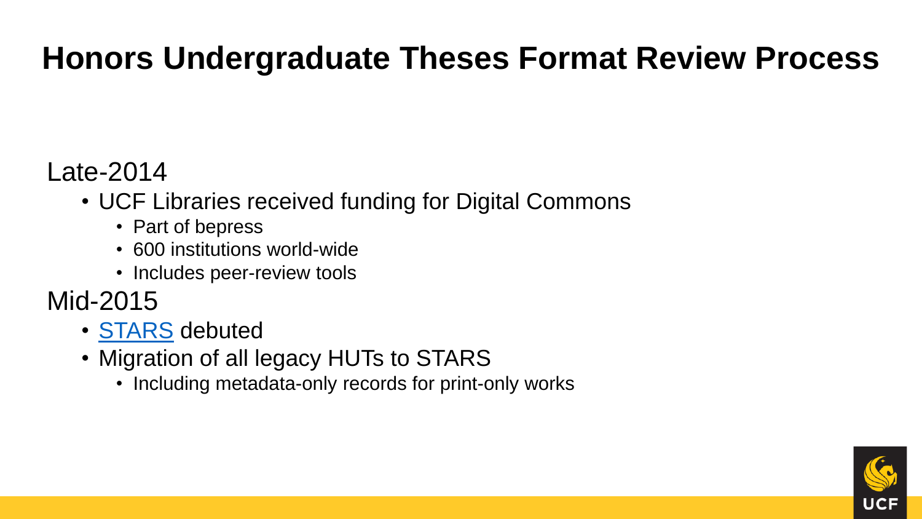# Honors Undergraduate Theses Format Review Process

Late-2014

- UCF Libraries received funding for Digital Commons
  - Part of bepress
  - 600 institutions world-wide
  - Includes peer-review tools

Mid-2015

- STARS debuted
- Migration of all legacy HUTs to STARS
  - Including metadata-only records for print-only works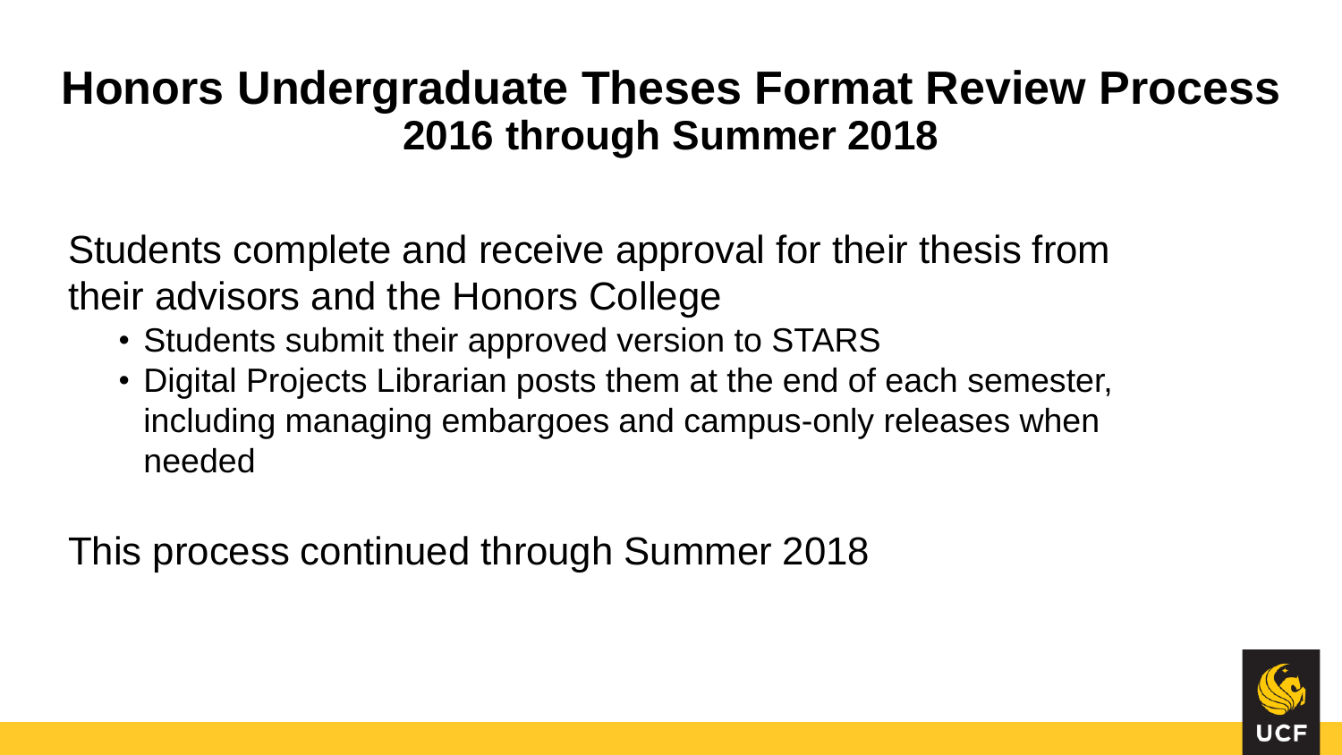# Honors Undergraduate Theses Format Review Process
## 2016 through Summer 2018

Students complete and receive approval for their thesis from their advisors and the Honors College

- Students submit their approved version to STARS
- Digital Projects Librarian posts them at the end of each semester, including managing embargoes and campus-only releases when needed

This process continued through Summer 2018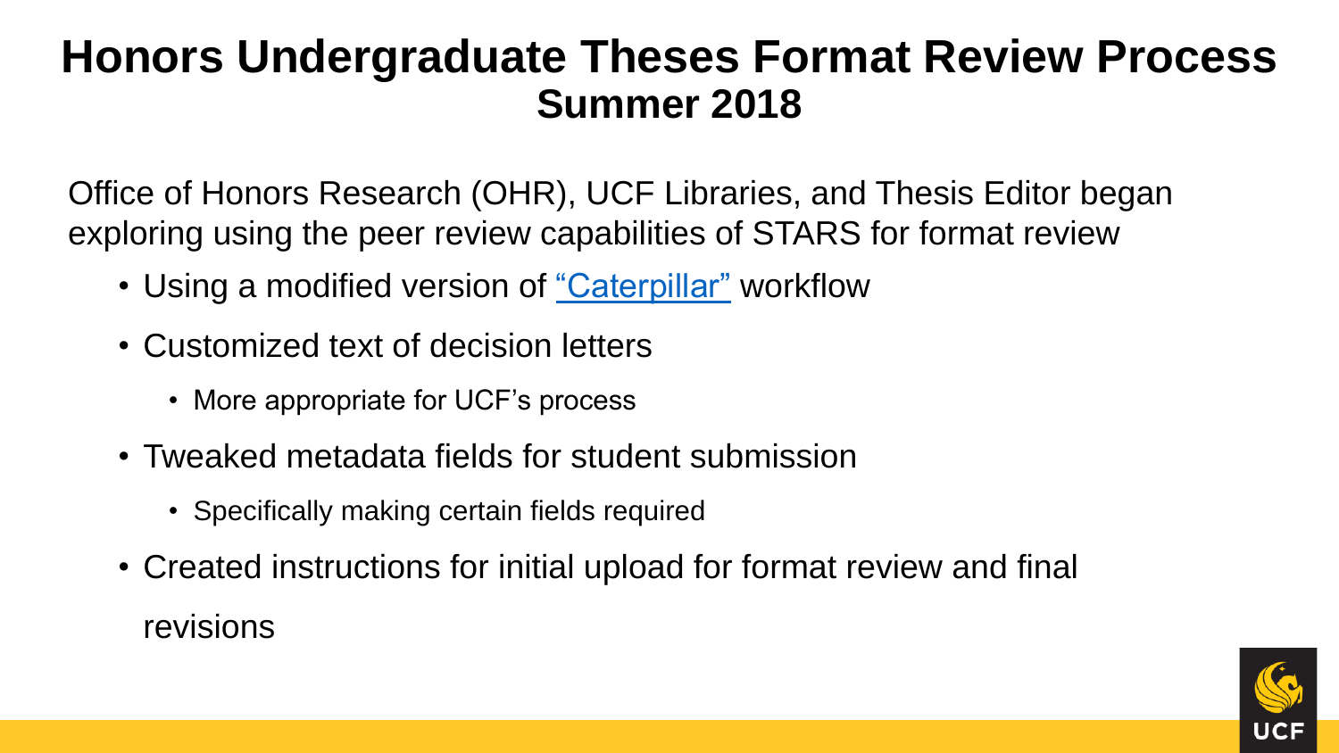# Honors Undergraduate Theses Format Review Process
## Summer 2018

Office of Honors Research (OHR), UCF Libraries, and Thesis Editor began exploring using the peer review capabilities of STARS for format review

- Using a modified version of "Caterpillar" workflow
- Customized text of decision letters
  - More appropriate for UCF's process
- Tweaked metadata fields for student submission
  - Specifically making certain fields required
- Created instructions for initial upload for format review and final revisions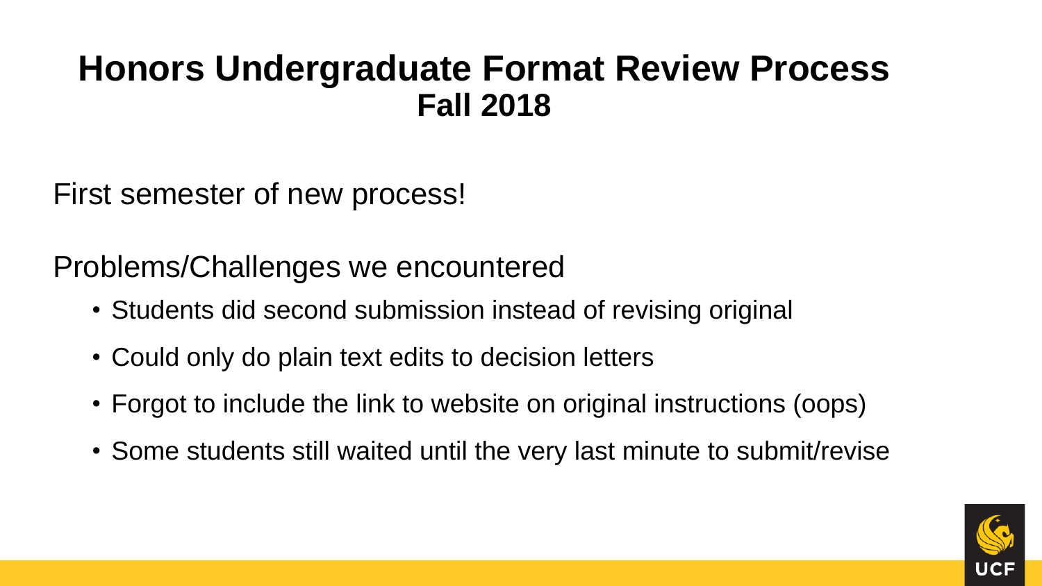# Honors Undergraduate Format Review Process
## Fall 2018

First semester of new process!

Problems/Challenges we encountered

- Students did second submission instead of revising original
- Could only do plain text edits to decision letters
- Forgot to include the link to website on original instructions (oops)
- Some students still waited until the very last minute to submit/revise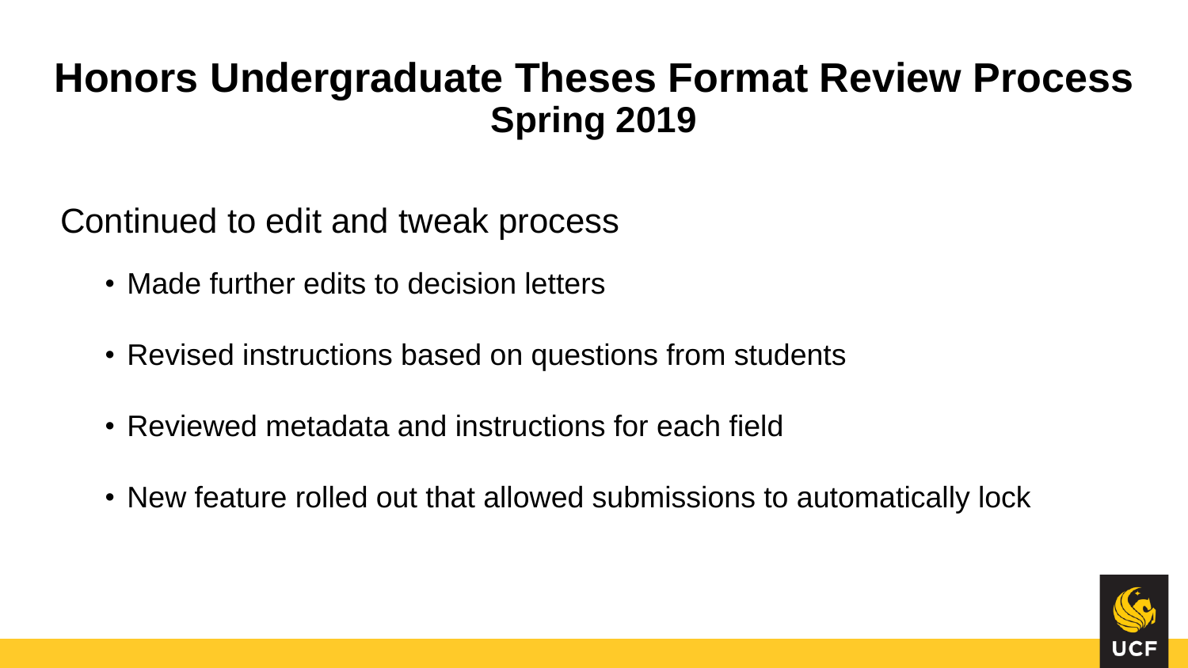# Honors Undergraduate Theses Format Review Process
## Spring 2019

Continued to edit and tweak process

- Made further edits to decision letters
- Revised instructions based on questions from students
- Reviewed metadata and instructions for each field
- New feature rolled out that allowed submissions to automatically lock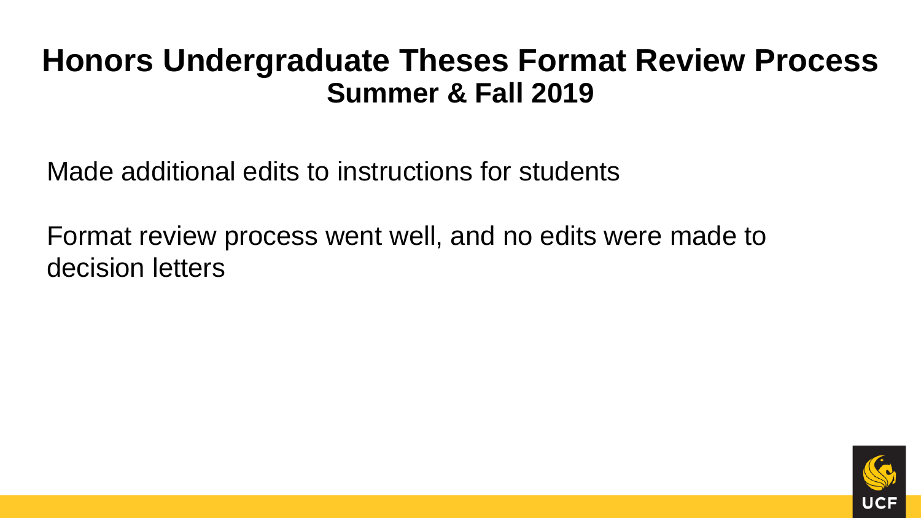# Honors Undergraduate Theses Format Review Process

## Summer & Fall 2019

Made additional edits to instructions for students

Format review process went well, and no edits were made to decision letters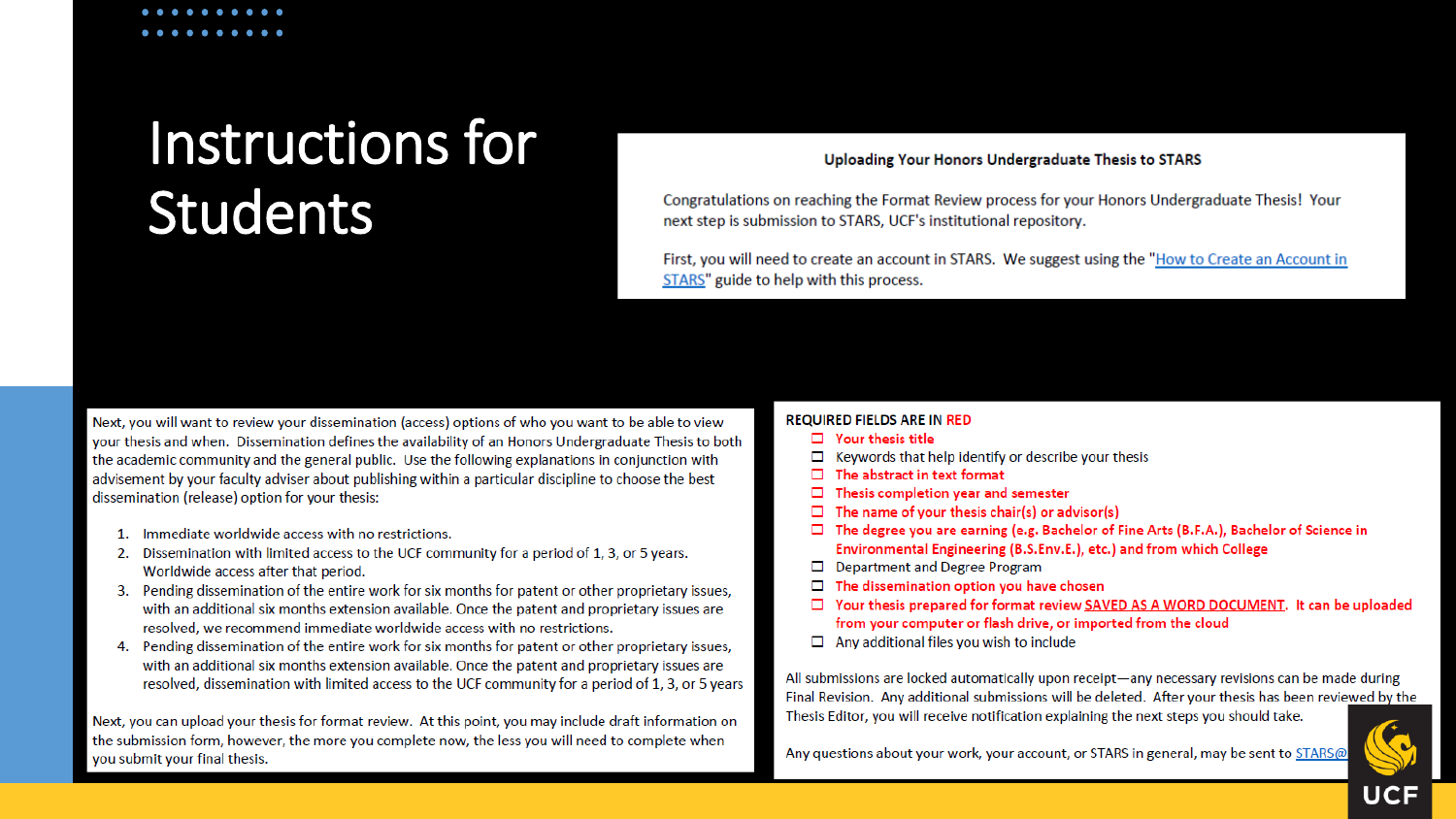# Instructions for Students

**Uploading Your Honors Undergraduate Thesis to STARS**

Congratulations on reaching the Format Review process for your Honors Undergraduate Thesis! Your next step is submission to STARS, UCF's institutional repository.

First, you will need to create an account in STARS. We suggest using the "How to Create an Account in STARS" guide to help with this process.

Next, you will want to review your dissemination (access) options of who you want to be able to view your thesis and when. Dissemination defines the availability of an Honors Undergraduate Thesis to both the academic community and the general public. Use the following explanations in conjunction with advisement by your faculty adviser about publishing within a particular discipline to choose the best dissemination (release) option for your thesis:

1. Immediate worldwide access with no restrictions.
2. Dissemination with limited access to the UCF community for a period of 1, 3, or 5 years. Worldwide access after that period.
3. Pending dissemination of the entire work for six months for patent or other proprietary issues, with an additional six months extension available. Once the patent and proprietary issues are resolved, we recommend immediate worldwide access with no restrictions.
4. Pending dissemination of the entire work for six months for patent or other proprietary issues, with an additional six months extension available. Once the patent and proprietary issues are resolved, dissemination with limited access to the UCF community for a period of 1, 3, or 5 years

Next, you can upload your thesis for format review. At this point, you may include draft information on the submission form, however, the more you complete now, the less you will need to complete when you submit your final thesis.

REQUIRED FIELDS ARE IN RED

- ☐ Your thesis title
- ☐ Keywords that help identify or describe your thesis
- ☐ The abstract in text format
- ☐ Thesis completion year and semester
- ☐ The name of your thesis chair(s) or advisor(s)
- ☐ The degree you are earning (e.g. Bachelor of Fine Arts (B.F.A.), Bachelor of Science in Environmental Engineering (B.S.Env.E.), etc.) and from which College
- ☐ Department and Degree Program
- ☐ The dissemination option you have chosen
- ☐ Your thesis prepared for format review SAVED AS A WORD DOCUMENT. It can be uploaded from your computer or flash drive, or imported from the cloud
- ☐ Any additional files you wish to include

All submissions are locked automatically upon receipt—any necessary revisions can be made during Final Revision. Any additional submissions will be deleted. After your thesis has been reviewed by the Thesis Editor, you will receive notification explaining the next steps you should take.

Any questions about your work, your account, or STARS in general, may be sent to STARS@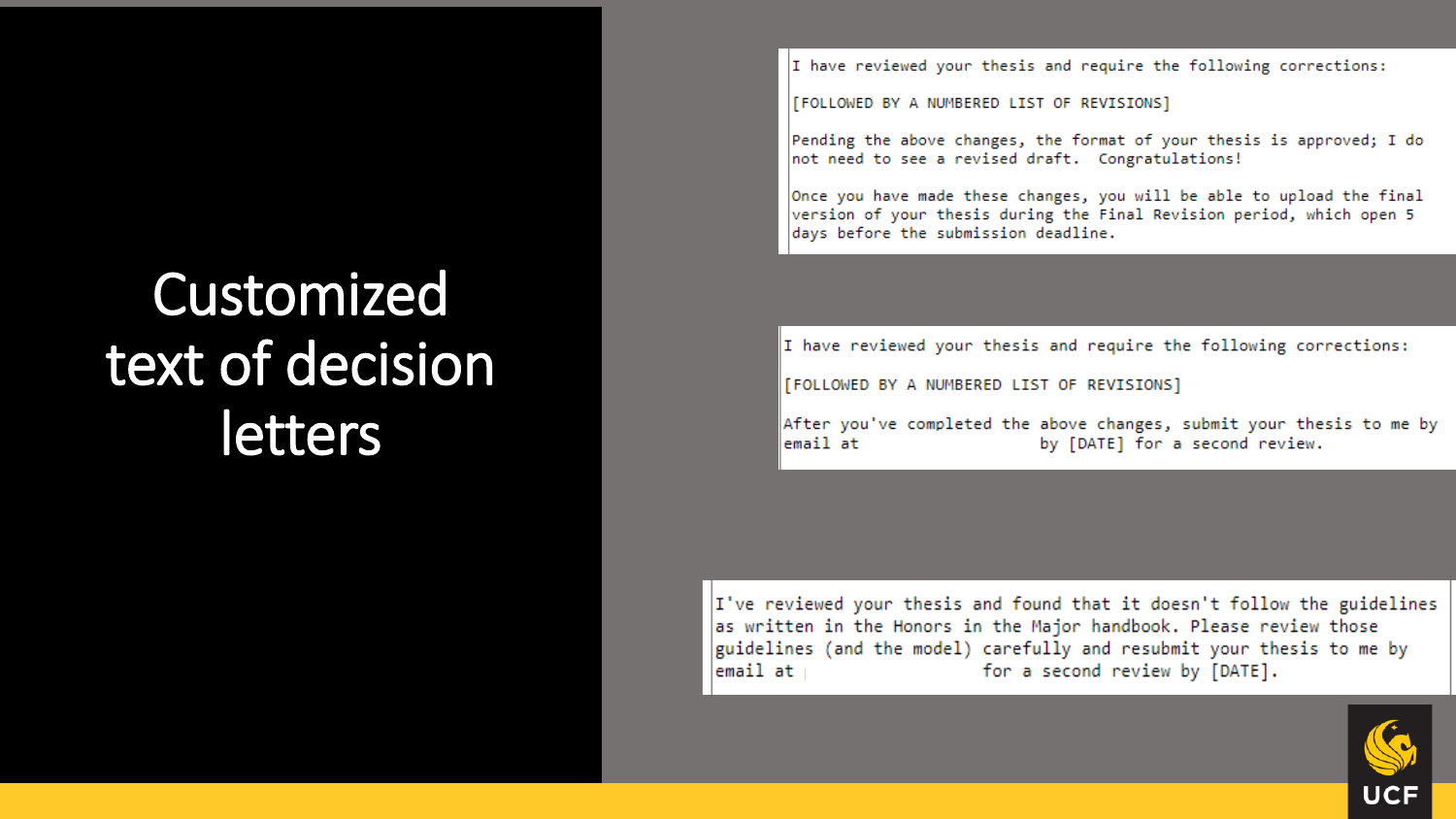# Customized text of decision letters

```
I have reviewed your thesis and require the following corrections:

[FOLLOWED BY A NUMBERED LIST OF REVISIONS]

Pending the above changes, the format of your thesis is approved; I do
not need to see a revised draft.  Congratulations!

Once you have made these changes, you will be able to upload the final
version of your thesis during the Final Revision period, which open 5
days before the submission deadline.
```

```
I have reviewed your thesis and require the following corrections:

[FOLLOWED BY A NUMBERED LIST OF REVISIONS]

After you've completed the above changes, submit your thesis to me by
email at                     by [DATE] for a second review.
```

```
I've reviewed your thesis and found that it doesn't follow the guidelines
as written in the Honors in the Major handbook. Please review those
guidelines (and the model) carefully and resubmit your thesis to me by
email at                      for a second review by [DATE].
```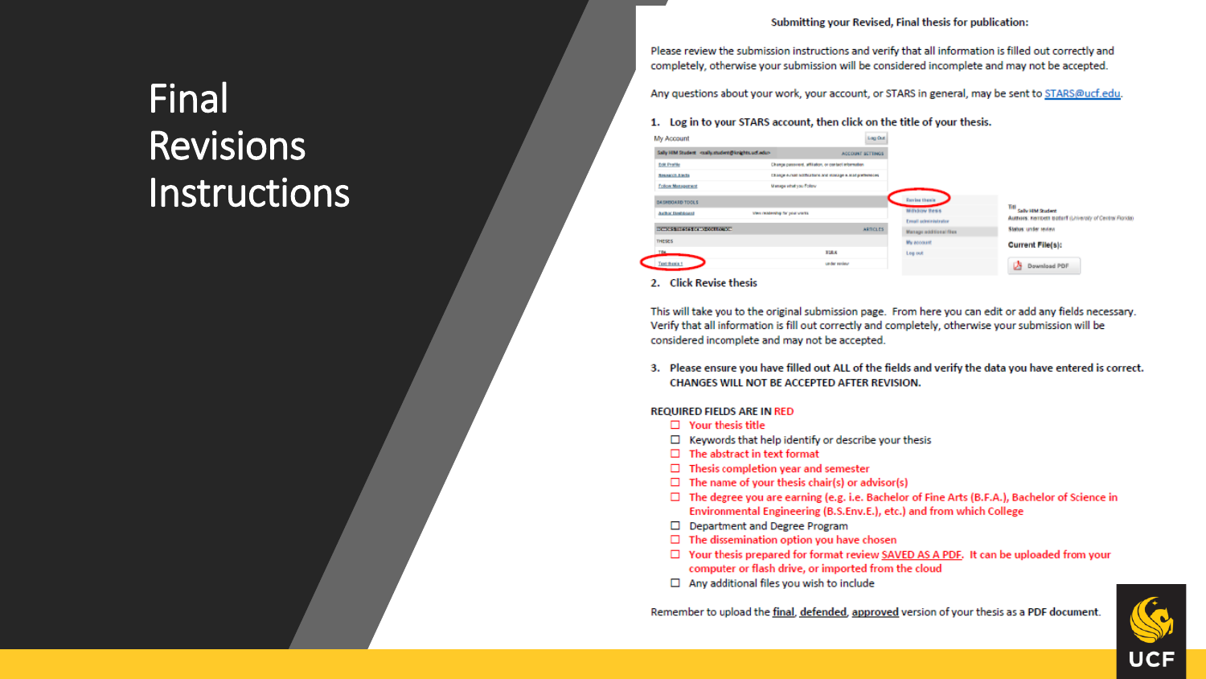# Final Revisions Instructions

**Submitting your Revised, Final thesis for publication:**

Please review the submission instructions and verify that all information is filled out correctly and completely, otherwise your submission will be considered incomplete and may not be accepted.

Any questions about your work, your account, or STARS in general, may be sent to STARS@ucf.edu.

1. **Log in to your STARS account, then click on the title of your thesis.**

2. **Click Revise thesis**

This will take you to the original submission page. From here you can edit or add any fields necessary. Verify that all information is fill out correctly and completely, otherwise your submission will be considered incomplete and may not be accepted.

3. **Please ensure you have filled out ALL of the fields and verify the data you have entered is correct. CHANGES WILL NOT BE ACCEPTED AFTER REVISION.**

**REQUIRED FIELDS ARE IN RED**

- ☐ Your thesis title
- ☐ Keywords that help identify or describe your thesis
- ☐ The abstract in text format
- ☐ Thesis completion year and semester
- ☐ The name of your thesis chair(s) or advisor(s)
- ☐ The degree you are earning (e.g. i.e. Bachelor of Fine Arts (B.F.A.), Bachelor of Science in Environmental Engineering (B.S.Env.E.), etc.) and from which College
- ☐ Department and Degree Program
- ☐ The dissemination option you have chosen
- ☐ Your thesis prepared for format review SAVED AS A PDF. It can be uploaded from your computer or flash drive, or imported from the cloud
- ☐ Any additional files you wish to include

Remember to upload the final, defended, approved version of your thesis as a PDF document.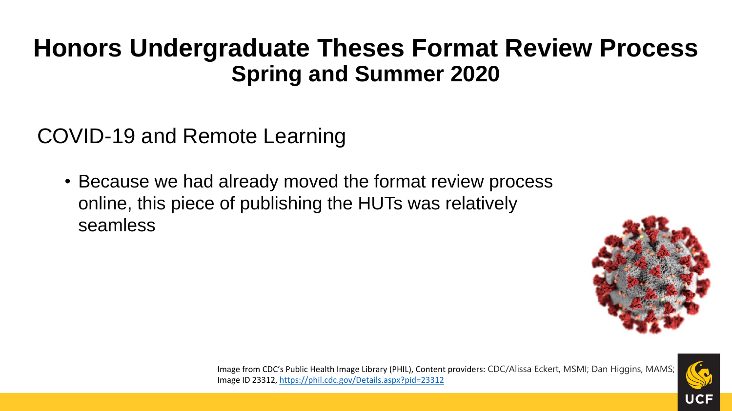# Honors Undergraduate Theses Format Review Process

## Spring and Summer 2020

COVID-19 and Remote Learning

- Because we had already moved the format review process online, this piece of publishing the HUTs was relatively seamless

Image from CDC's Public Health Image Library (PHIL), Content providers: CDC/Alissa Eckert, MSMI; Dan Higgins, MAMS; Image ID 23312, https://phil.cdc.gov/Details.aspx?pid=23312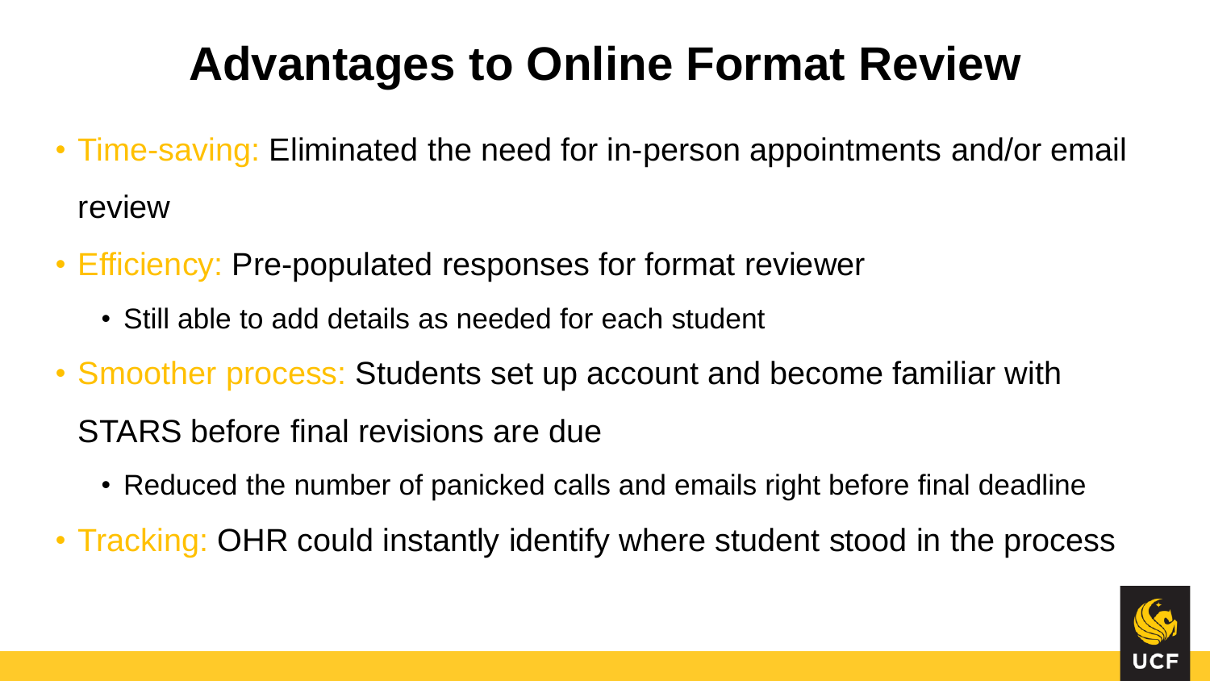# Advantages to Online Format Review

- Time-saving: Eliminated the need for in-person appointments and/or email review
- Efficiency: Pre-populated responses for format reviewer
  - Still able to add details as needed for each student
- Smoother process: Students set up account and become familiar with STARS before final revisions are due
  - Reduced the number of panicked calls and emails right before final deadline
- Tracking: OHR could instantly identify where student stood in the process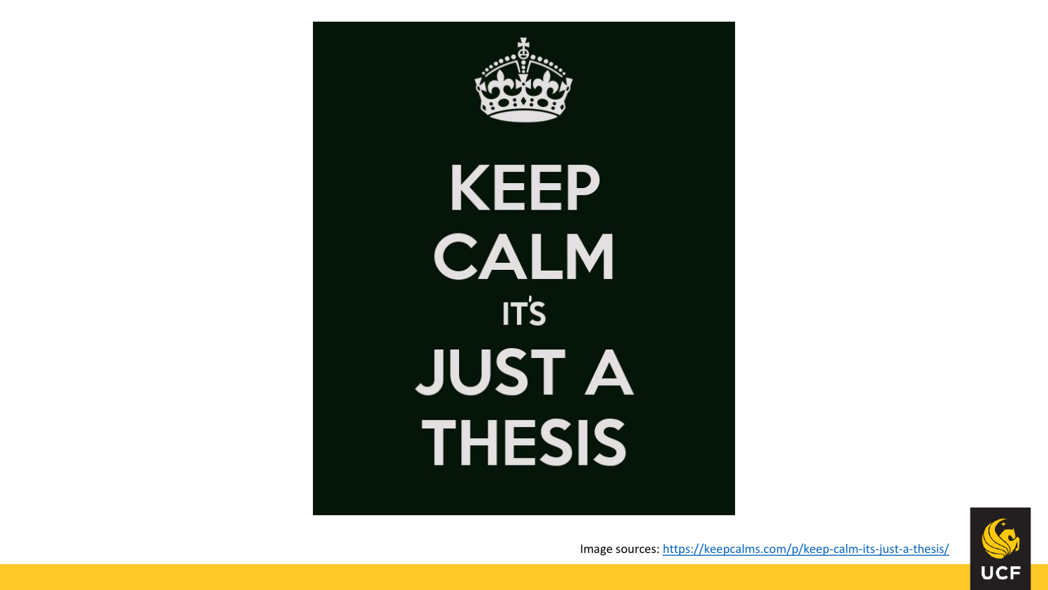KEEP CALM IT'S JUST A THESIS

Image sources: https://keepcalms.com/p/keep-calm-its-just-a-thesis/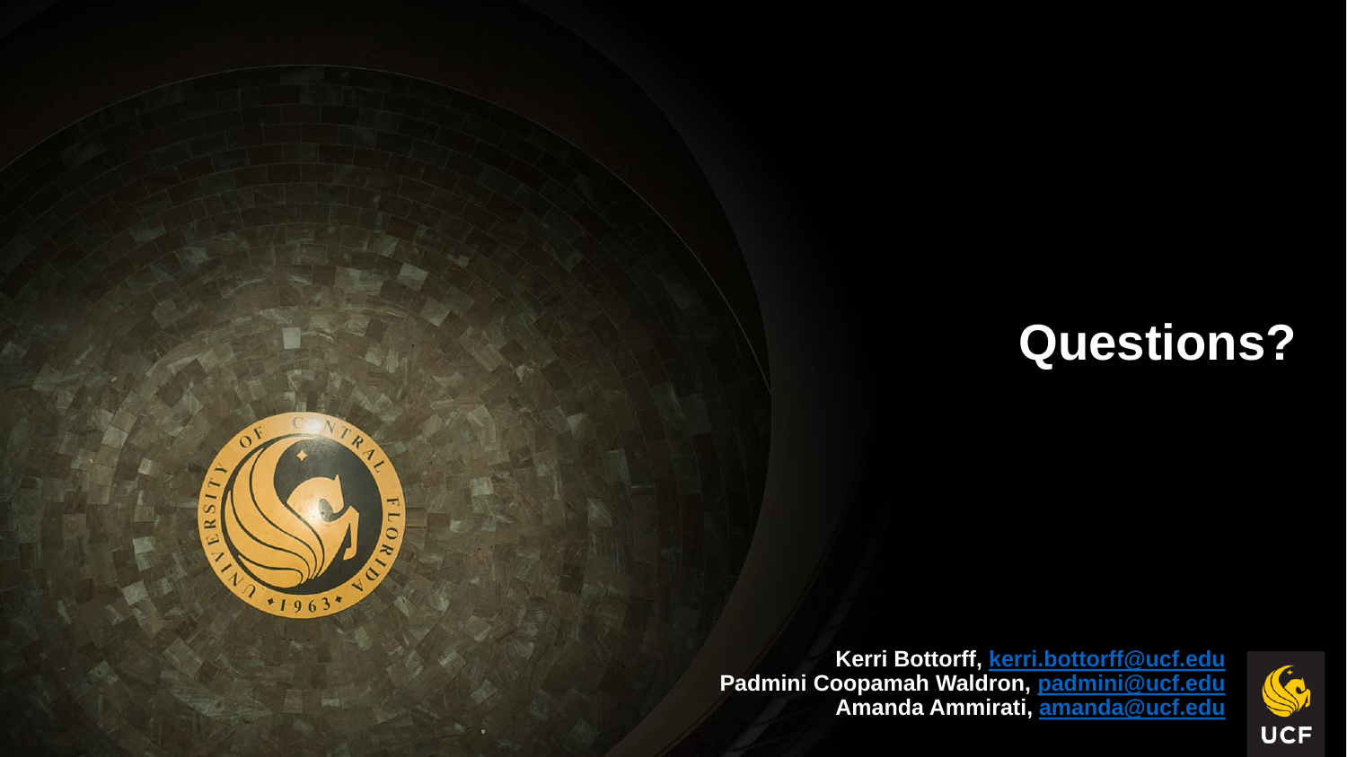# Questions?

**Kerri Bottorff, [kerri.bottorff@ucf.edu](mailto:kerri.bottorff@ucf.edu)**
**Padmini Coopamah Waldron, [padmini@ucf.edu](mailto:padmini@ucf.edu)**
**Amanda Ammirati, [amanda@ucf.edu](mailto:amanda@ucf.edu)**